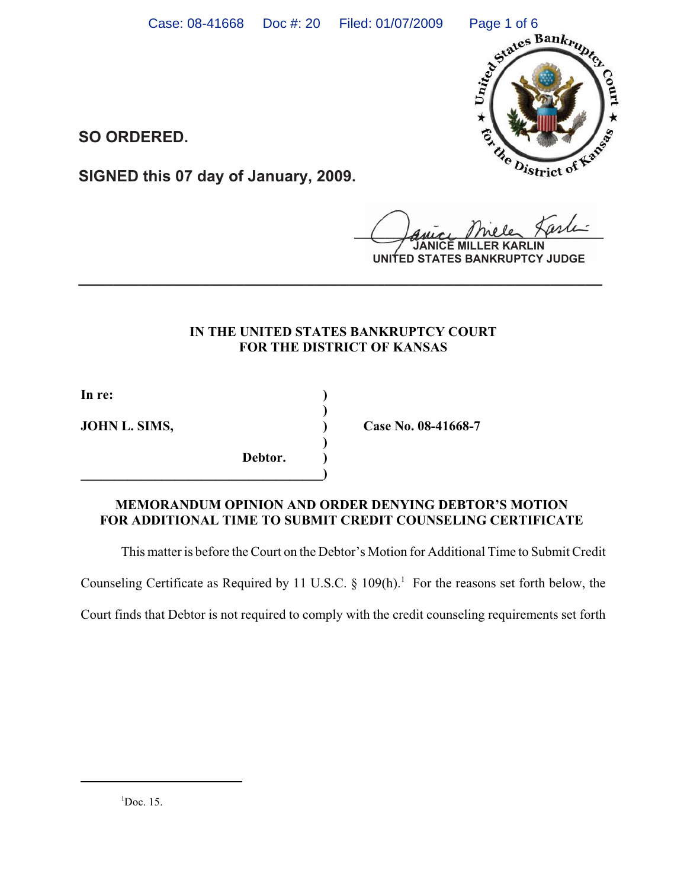**SO ORDERED.**

**SIGNED this 07 day of January, 2009.**

JANICE MILLER KARLIN
UNITED STATES BANKRUPTCY JUDGE

---

**IN THE UNITED STATES BANKRUPTCY COURT**
**FOR THE DISTRICT OF KANSAS**

| | | |
|---|---|---|
| **In re:** | ) | |
| | ) | |
| **JOHN L. SIMS,** | ) | **Case No. 08-41668-7** |
| | ) | |
| **Debtor.** | ) | |
| | ) | |

**MEMORANDUM OPINION AND ORDER DENYING DEBTOR'S MOTION FOR ADDITIONAL TIME TO SUBMIT CREDIT COUNSELING CERTIFICATE**

This matter is before the Court on the Debtor's Motion for Additional Time to Submit Credit Counseling Certificate as Required by 11 U.S.C. § 109(h).[1] For the reasons set forth below, the Court finds that Debtor is not required to comply with the credit counseling requirements set forth

[1] Doc. 15.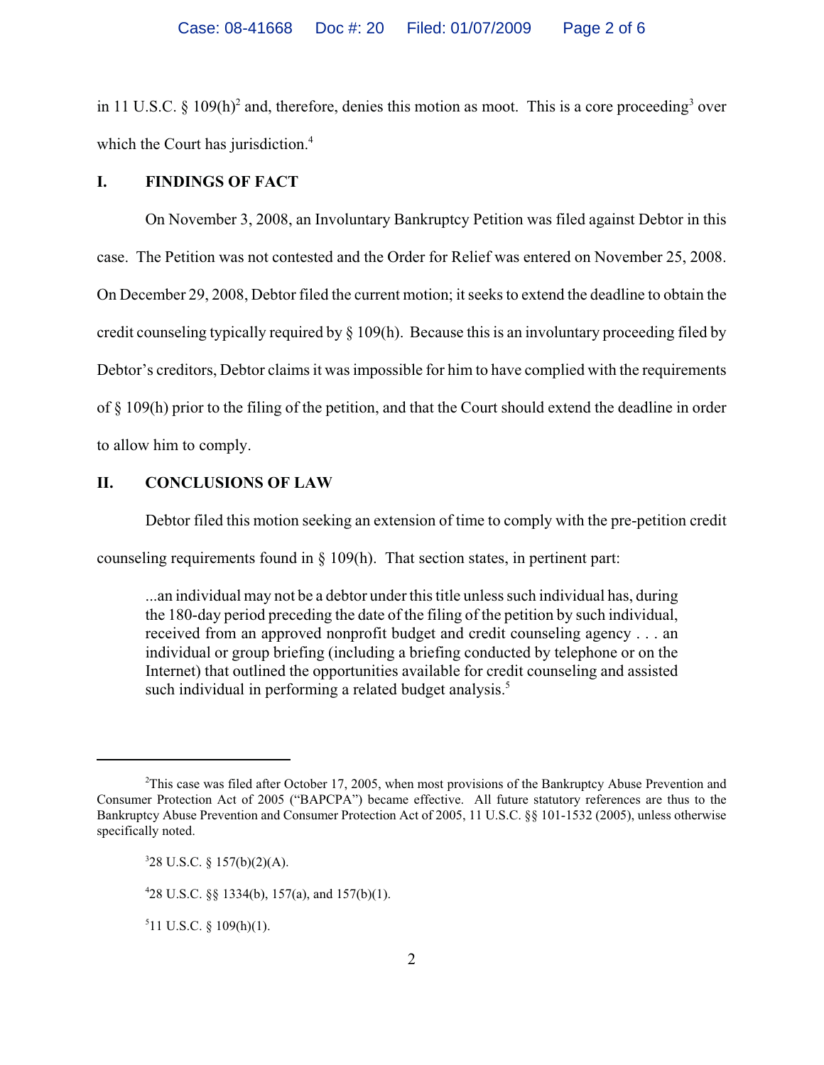in 11 U.S.C. § 109(h)[2] and, therefore, denies this motion as moot. This is a core proceeding[3] over which the Court has jurisdiction.[4]

## I. FINDINGS OF FACT

On November 3, 2008, an Involuntary Bankruptcy Petition was filed against Debtor in this case. The Petition was not contested and the Order for Relief was entered on November 25, 2008. On December 29, 2008, Debtor filed the current motion; it seeks to extend the deadline to obtain the credit counseling typically required by § 109(h). Because this is an involuntary proceeding filed by Debtor's creditors, Debtor claims it was impossible for him to have complied with the requirements of § 109(h) prior to the filing of the petition, and that the Court should extend the deadline in order to allow him to comply.

## II. CONCLUSIONS OF LAW

Debtor filed this motion seeking an extension of time to comply with the pre-petition credit counseling requirements found in § 109(h). That section states, in pertinent part:

> ...an individual may not be a debtor under this title unless such individual has, during the 180-day period preceding the date of the filing of the petition by such individual, received from an approved nonprofit budget and credit counseling agency . . . an individual or group briefing (including a briefing conducted by telephone or on the Internet) that outlined the opportunities available for credit counseling and assisted such individual in performing a related budget analysis.[5]

---

[2]This case was filed after October 17, 2005, when most provisions of the Bankruptcy Abuse Prevention and Consumer Protection Act of 2005 ("BAPCPA") became effective. All future statutory references are thus to the Bankruptcy Abuse Prevention and Consumer Protection Act of 2005, 11 U.S.C. §§ 101-1532 (2005), unless otherwise specifically noted.

[3]28 U.S.C. § 157(b)(2)(A).

[4]28 U.S.C. §§ 1334(b), 157(a), and 157(b)(1).

[5]11 U.S.C. § 109(h)(1).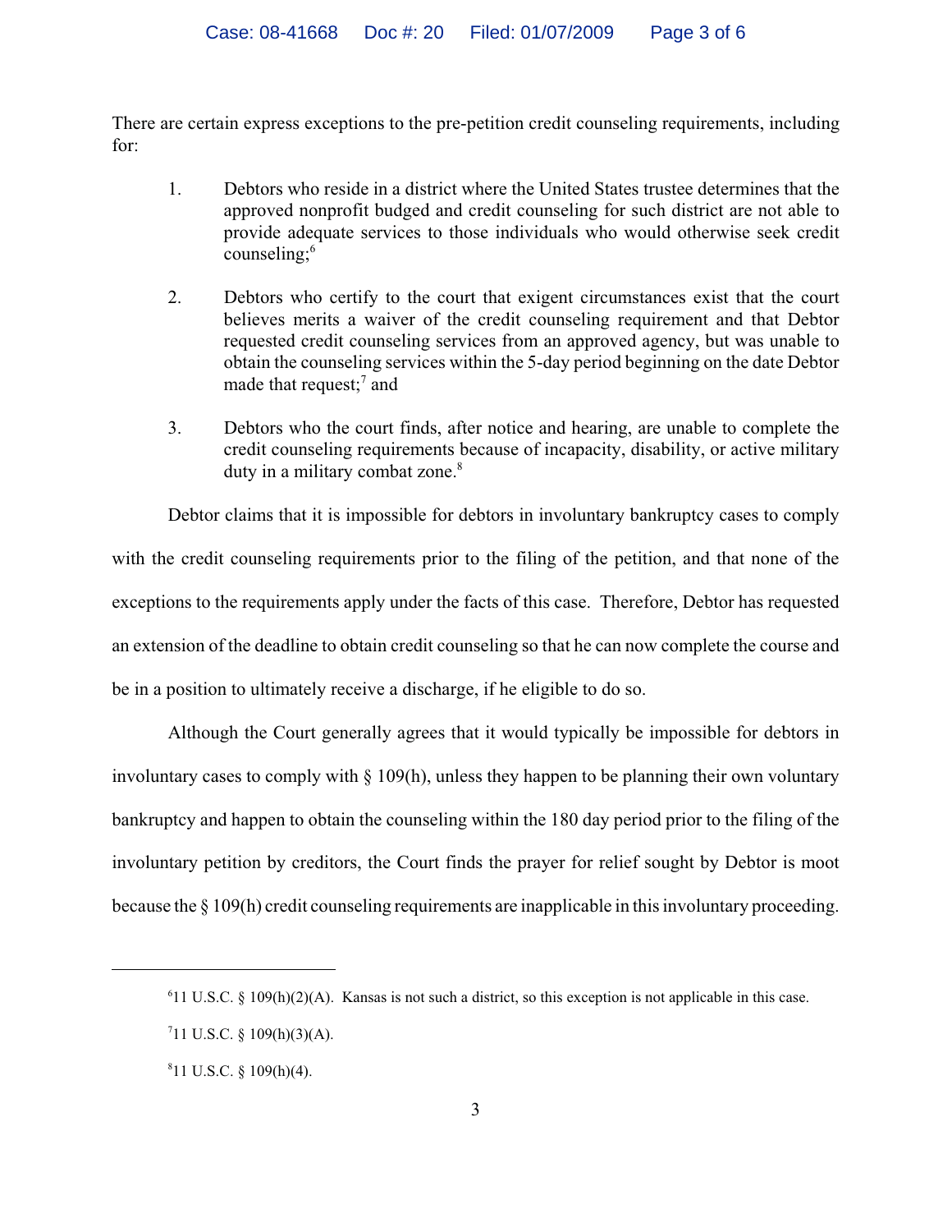There are certain express exceptions to the pre-petition credit counseling requirements, including for:

1. Debtors who reside in a district where the United States trustee determines that the approved nonprofit budged and credit counseling for such district are not able to provide adequate services to those individuals who would otherwise seek credit counseling;[6]

2. Debtors who certify to the court that exigent circumstances exist that the court believes merits a waiver of the credit counseling requirement and that Debtor requested credit counseling services from an approved agency, but was unable to obtain the counseling services within the 5-day period beginning on the date Debtor made that request;[7] and

3. Debtors who the court finds, after notice and hearing, are unable to complete the credit counseling requirements because of incapacity, disability, or active military duty in a military combat zone.[8]

Debtor claims that it is impossible for debtors in involuntary bankruptcy cases to comply with the credit counseling requirements prior to the filing of the petition, and that none of the exceptions to the requirements apply under the facts of this case. Therefore, Debtor has requested an extension of the deadline to obtain credit counseling so that he can now complete the course and be in a position to ultimately receive a discharge, if he eligible to do so.

Although the Court generally agrees that it would typically be impossible for debtors in involuntary cases to comply with § 109(h), unless they happen to be planning their own voluntary bankruptcy and happen to obtain the counseling within the 180 day period prior to the filing of the involuntary petition by creditors, the Court finds the prayer for relief sought by Debtor is moot because the § 109(h) credit counseling requirements are inapplicable in this involuntary proceeding.

---

[6] 11 U.S.C. § 109(h)(2)(A). Kansas is not such a district, so this exception is not applicable in this case.

[7] 11 U.S.C. § 109(h)(3)(A).

[8] 11 U.S.C. § 109(h)(4).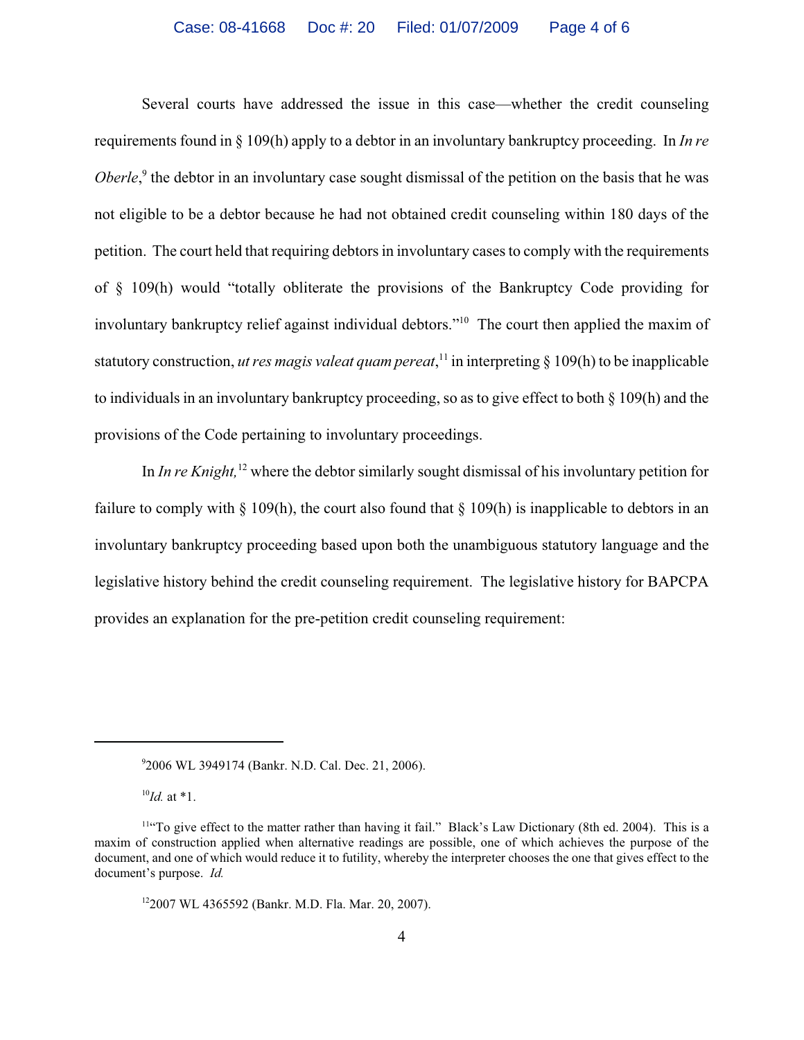Several courts have addressed the issue in this case—whether the credit counseling requirements found in § 109(h) apply to a debtor in an involuntary bankruptcy proceeding. In *In re Oberle*,[9] the debtor in an involuntary case sought dismissal of the petition on the basis that he was not eligible to be a debtor because he had not obtained credit counseling within 180 days of the petition. The court held that requiring debtors in involuntary cases to comply with the requirements of § 109(h) would "totally obliterate the provisions of the Bankruptcy Code providing for involuntary bankruptcy relief against individual debtors."[10] The court then applied the maxim of statutory construction, *ut res magis valeat quam pereat*,[11] in interpreting § 109(h) to be inapplicable to individuals in an involuntary bankruptcy proceeding, so as to give effect to both § 109(h) and the provisions of the Code pertaining to involuntary proceedings.

In *In re Knight,*[12] where the debtor similarly sought dismissal of his involuntary petition for failure to comply with § 109(h), the court also found that § 109(h) is inapplicable to debtors in an involuntary bankruptcy proceeding based upon both the unambiguous statutory language and the legislative history behind the credit counseling requirement. The legislative history for BAPCPA provides an explanation for the pre-petition credit counseling requirement:

---

[9] 2006 WL 3949174 (Bankr. N.D. Cal. Dec. 21, 2006).

[10] *Id.* at *1.

[11] "To give effect to the matter rather than having it fail." Black's Law Dictionary (8th ed. 2004). This is a maxim of construction applied when alternative readings are possible, one of which achieves the purpose of the document, and one of which would reduce it to futility, whereby the interpreter chooses the one that gives effect to the document's purpose. *Id.*

[12] 2007 WL 4365592 (Bankr. M.D. Fla. Mar. 20, 2007).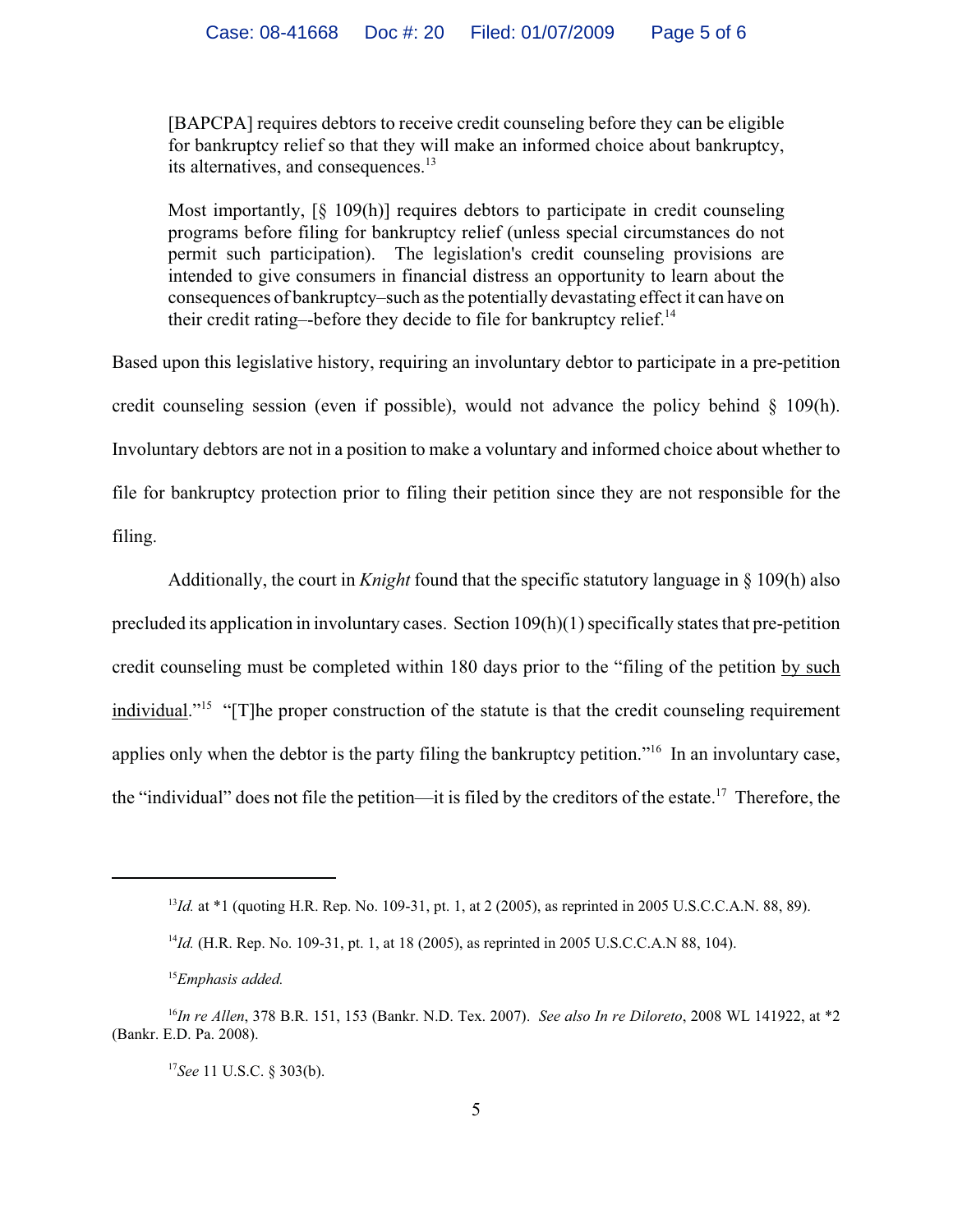> [BAPCPA] requires debtors to receive credit counseling before they can be eligible for bankruptcy relief so that they will make an informed choice about bankruptcy, its alternatives, and consequences.[13]
>
> Most importantly, [§ 109(h)] requires debtors to participate in credit counseling programs before filing for bankruptcy relief (unless special circumstances do not permit such participation). The legislation's credit counseling provisions are intended to give consumers in financial distress an opportunity to learn about the consequences of bankruptcy–such as the potentially devastating effect it can have on their credit rating–-before they decide to file for bankruptcy relief.[14]

Based upon this legislative history, requiring an involuntary debtor to participate in a pre-petition credit counseling session (even if possible), would not advance the policy behind § 109(h). Involuntary debtors are not in a position to make a voluntary and informed choice about whether to file for bankruptcy protection prior to filing their petition since they are not responsible for the filing.

Additionally, the court in *Knight* found that the specific statutory language in § 109(h) also precluded its application in involuntary cases. Section 109(h)(1) specifically states that pre-petition credit counseling must be completed within 180 days prior to the "filing of the petition <u>by such individual</u>."[15] "[T]he proper construction of the statute is that the credit counseling requirement applies only when the debtor is the party filing the bankruptcy petition."[16] In an involuntary case, the "individual" does not file the petition—it is filed by the creditors of the estate.[17] Therefore, the

---

[13] *Id.* at *1 (quoting H.R. Rep. No. 109-31, pt. 1, at 2 (2005), as reprinted in 2005 U.S.C.C.A.N. 88, 89).

[14] *Id.* (H.R. Rep. No. 109-31, pt. 1, at 18 (2005), as reprinted in 2005 U.S.C.C.A.N 88, 104).

[15] *Emphasis added.*

[16] *In re Allen*, 378 B.R. 151, 153 (Bankr. N.D. Tex. 2007). *See also In re Diloreto*, 2008 WL 141922, at *2 (Bankr. E.D. Pa. 2008).

[17] *See* 11 U.S.C. § 303(b).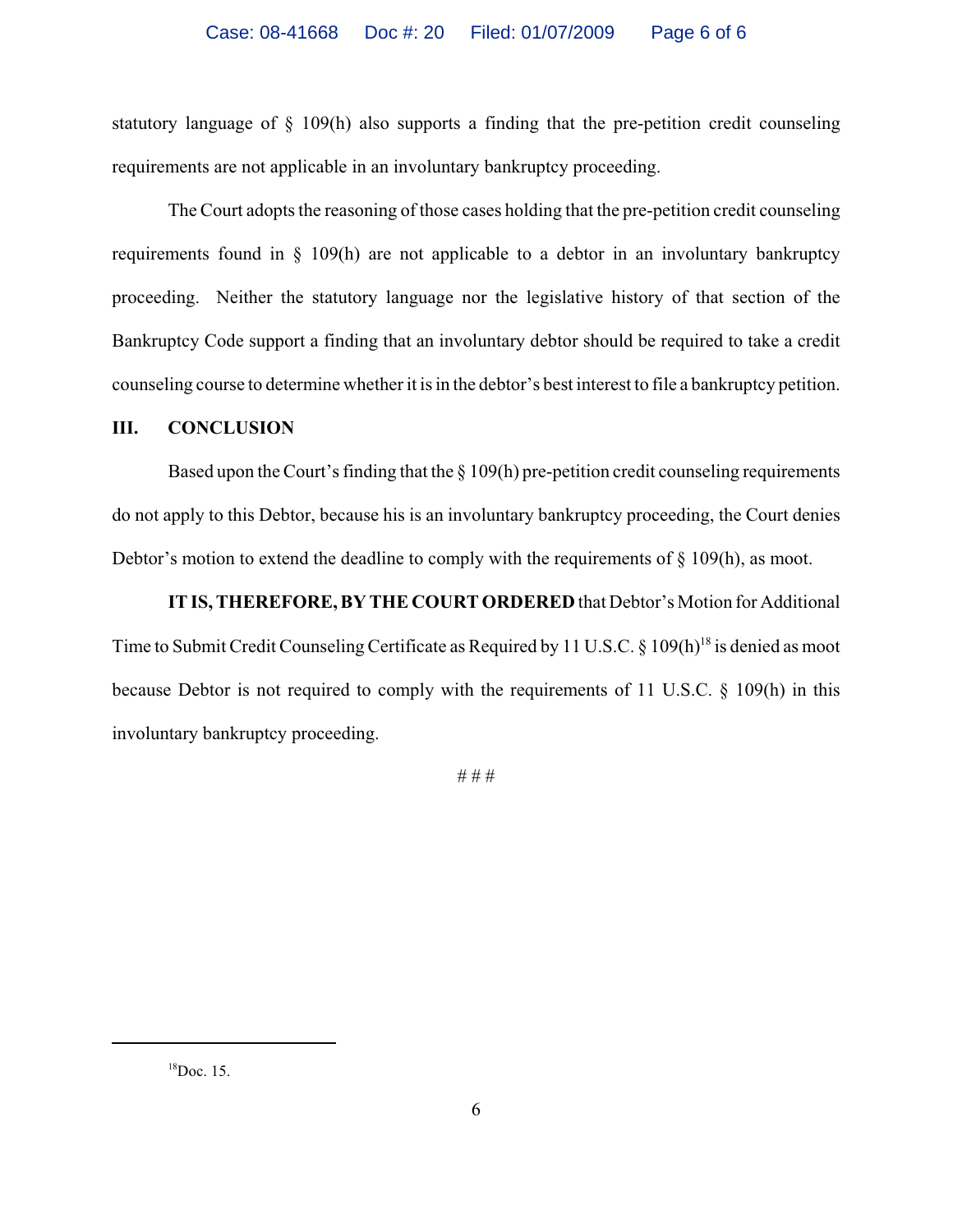statutory language of § 109(h) also supports a finding that the pre-petition credit counseling requirements are not applicable in an involuntary bankruptcy proceeding.

The Court adopts the reasoning of those cases holding that the pre-petition credit counseling requirements found in § 109(h) are not applicable to a debtor in an involuntary bankruptcy proceeding. Neither the statutory language nor the legislative history of that section of the Bankruptcy Code support a finding that an involuntary debtor should be required to take a credit counseling course to determine whether it is in the debtor's best interest to file a bankruptcy petition.

## III. CONCLUSION

Based upon the Court's finding that the § 109(h) pre-petition credit counseling requirements do not apply to this Debtor, because his is an involuntary bankruptcy proceeding, the Court denies Debtor's motion to extend the deadline to comply with the requirements of § 109(h), as moot.

**IT IS, THEREFORE, BY THE COURT ORDERED** that Debtor's Motion for Additional Time to Submit Credit Counseling Certificate as Required by 11 U.S.C. § 109(h)[18] is denied as moot because Debtor is not required to comply with the requirements of 11 U.S.C. § 109(h) in this involuntary bankruptcy proceeding.

# # #

[18] Doc. 15.